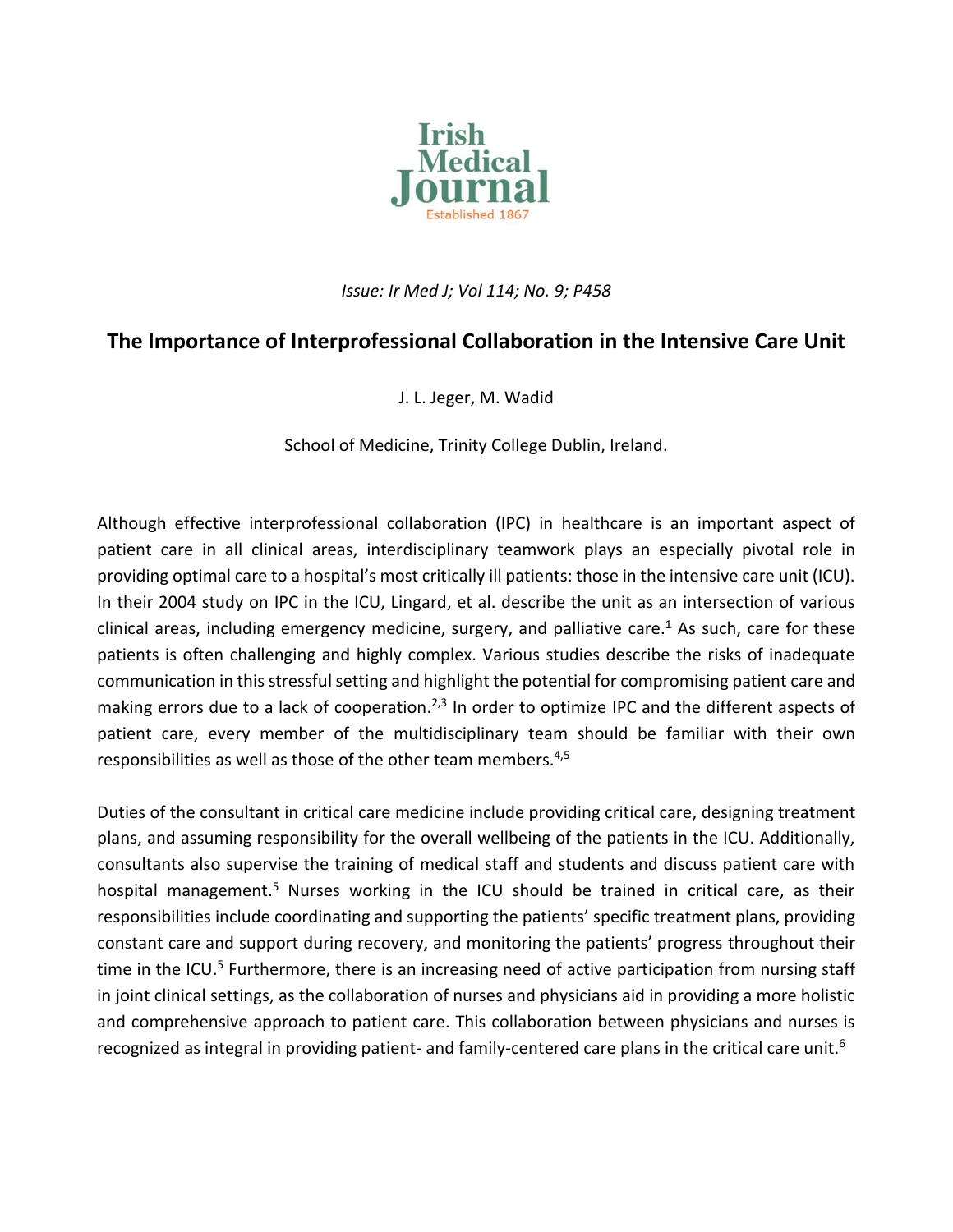# The Importance of Interprofessional Collaboration in the Intensive Care Unit

J. L. Jeger, M. Wadid

School of Medicine, Trinity College Dublin, Ireland.

Although effective interprofessional collaboration (IPC) in healthcare is an important aspect of patient care in all clinical areas, interdisciplinary teamwork plays an especially pivotal role in providing optimal care to a hospital's most critically ill patients: those in the intensive care unit (ICU). In their 2004 study on IPC in the ICU, Lingard, et al. describe the unit as an intersection of various clinical areas, including emergency medicine, surgery, and palliative care.[1] As such, care for these patients is often challenging and highly complex. Various studies describe the risks of inadequate communication in this stressful setting and highlight the potential for compromising patient care and making errors due to a lack of cooperation.[2,3] In order to optimize IPC and the different aspects of patient care, every member of the multidisciplinary team should be familiar with their own responsibilities as well as those of the other team members.[4,5]

Duties of the consultant in critical care medicine include providing critical care, designing treatment plans, and assuming responsibility for the overall wellbeing of the patients in the ICU. Additionally, consultants also supervise the training of medical staff and students and discuss patient care with hospital management.[5] Nurses working in the ICU should be trained in critical care, as their responsibilities include coordinating and supporting the patients' specific treatment plans, providing constant care and support during recovery, and monitoring the patients' progress throughout their time in the ICU.[5] Furthermore, there is an increasing need of active participation from nursing staff in joint clinical settings, as the collaboration of nurses and physicians aid in providing a more holistic and comprehensive approach to patient care. This collaboration between physicians and nurses is recognized as integral in providing patient- and family-centered care plans in the critical care unit.[6]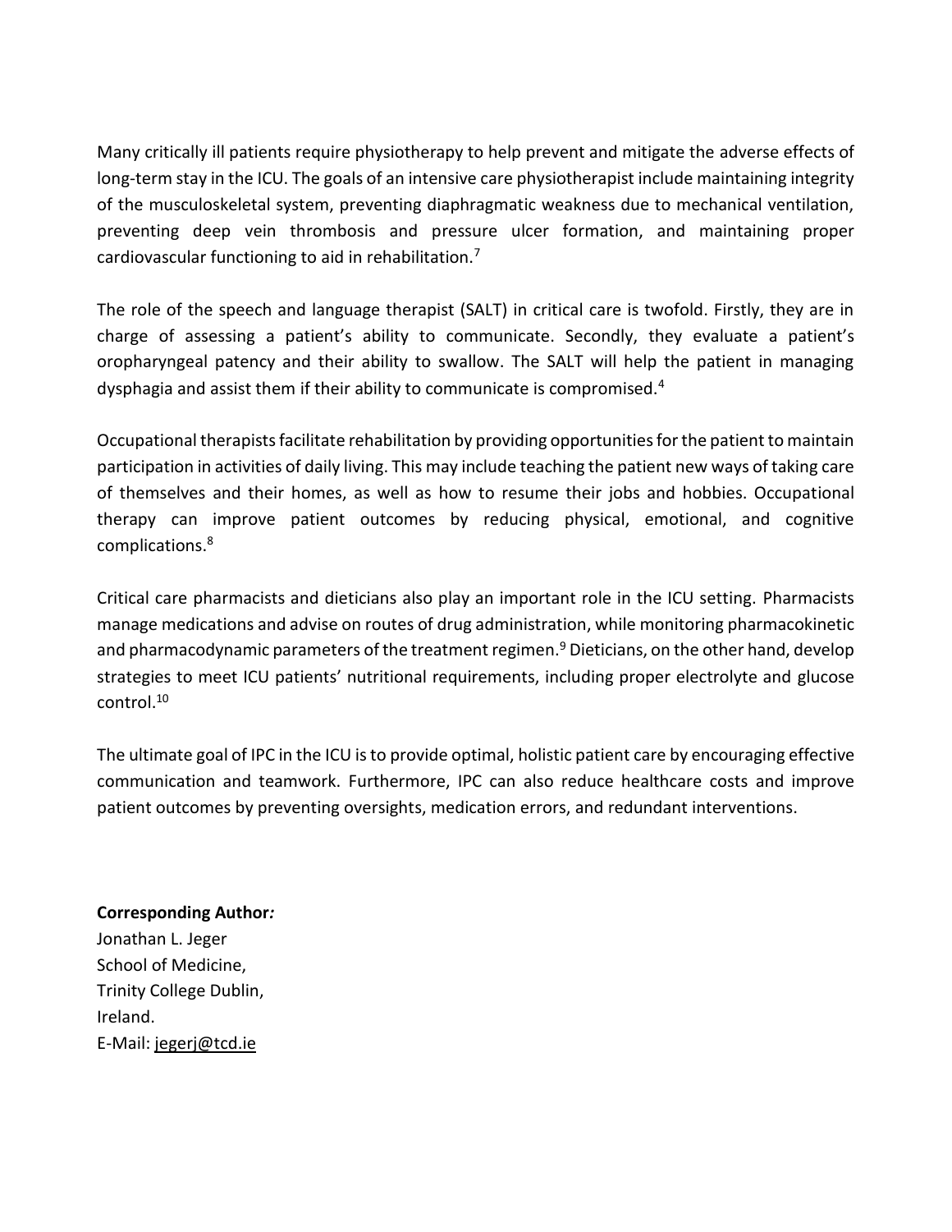Many critically ill patients require physiotherapy to help prevent and mitigate the adverse effects of long-term stay in the ICU. The goals of an intensive care physiotherapist include maintaining integrity of the musculoskeletal system, preventing diaphragmatic weakness due to mechanical ventilation, preventing deep vein thrombosis and pressure ulcer formation, and maintaining proper cardiovascular functioning to aid in rehabilitation.[7]

The role of the speech and language therapist (SALT) in critical care is twofold. Firstly, they are in charge of assessing a patient's ability to communicate. Secondly, they evaluate a patient's oropharyngeal patency and their ability to swallow. The SALT will help the patient in managing dysphagia and assist them if their ability to communicate is compromised.[4]

Occupational therapists facilitate rehabilitation by providing opportunities for the patient to maintain participation in activities of daily living. This may include teaching the patient new ways of taking care of themselves and their homes, as well as how to resume their jobs and hobbies. Occupational therapy can improve patient outcomes by reducing physical, emotional, and cognitive complications.[8]

Critical care pharmacists and dieticians also play an important role in the ICU setting. Pharmacists manage medications and advise on routes of drug administration, while monitoring pharmacokinetic and pharmacodynamic parameters of the treatment regimen.[9] Dieticians, on the other hand, develop strategies to meet ICU patients' nutritional requirements, including proper electrolyte and glucose control.[10]

The ultimate goal of IPC in the ICU is to provide optimal, holistic patient care by encouraging effective communication and teamwork. Furthermore, IPC can also reduce healthcare costs and improve patient outcomes by preventing oversights, medication errors, and redundant interventions.

**Corresponding Author:**
Jonathan L. Jeger
School of Medicine,
Trinity College Dublin,
Ireland.
E-Mail: jegerj@tcd.ie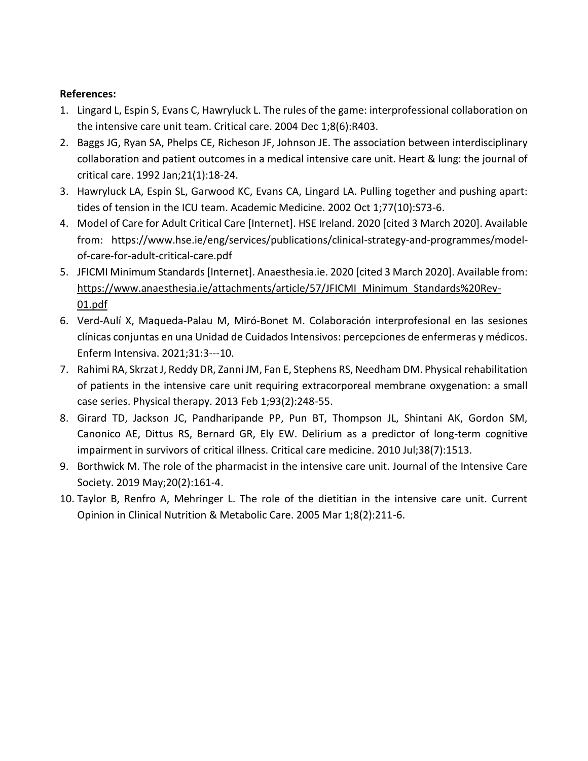**References:**

1. Lingard L, Espin S, Evans C, Hawryluck L. The rules of the game: interprofessional collaboration on the intensive care unit team. Critical care. 2004 Dec 1;8(6):R403.
2. Baggs JG, Ryan SA, Phelps CE, Richeson JF, Johnson JE. The association between interdisciplinary collaboration and patient outcomes in a medical intensive care unit. Heart & lung: the journal of critical care. 1992 Jan;21(1):18-24.
3. Hawryluck LA, Espin SL, Garwood KC, Evans CA, Lingard LA. Pulling together and pushing apart: tides of tension in the ICU team. Academic Medicine. 2002 Oct 1;77(10):S73-6.
4. Model of Care for Adult Critical Care [Internet]. HSE Ireland. 2020 [cited 3 March 2020]. Available from: https://www.hse.ie/eng/services/publications/clinical-strategy-and-programmes/model-of-care-for-adult-critical-care.pdf
5. JFICMI Minimum Standards [Internet]. Anaesthesia.ie. 2020 [cited 3 March 2020]. Available from: https://www.anaesthesia.ie/attachments/article/57/JFICMI_Minimum_Standards%20Rev-01.pdf
6. Verd-Aulí X, Maqueda-Palau M, Miró-Bonet M. Colaboración interprofesional en las sesiones clínicas conjuntas en una Unidad de Cuidados Intensivos: percepciones de enfermeras y médicos. Enferm Intensiva. 2021;31:3---10.
7. Rahimi RA, Skrzat J, Reddy DR, Zanni JM, Fan E, Stephens RS, Needham DM. Physical rehabilitation of patients in the intensive care unit requiring extracorporeal membrane oxygenation: a small case series. Physical therapy. 2013 Feb 1;93(2):248-55.
8. Girard TD, Jackson JC, Pandharipande PP, Pun BT, Thompson JL, Shintani AK, Gordon SM, Canonico AE, Dittus RS, Bernard GR, Ely EW. Delirium as a predictor of long-term cognitive impairment in survivors of critical illness. Critical care medicine. 2010 Jul;38(7):1513.
9. Borthwick M. The role of the pharmacist in the intensive care unit. Journal of the Intensive Care Society. 2019 May;20(2):161-4.
10. Taylor B, Renfro A, Mehringer L. The role of the dietitian in the intensive care unit. Current Opinion in Clinical Nutrition & Metabolic Care. 2005 Mar 1;8(2):211-6.